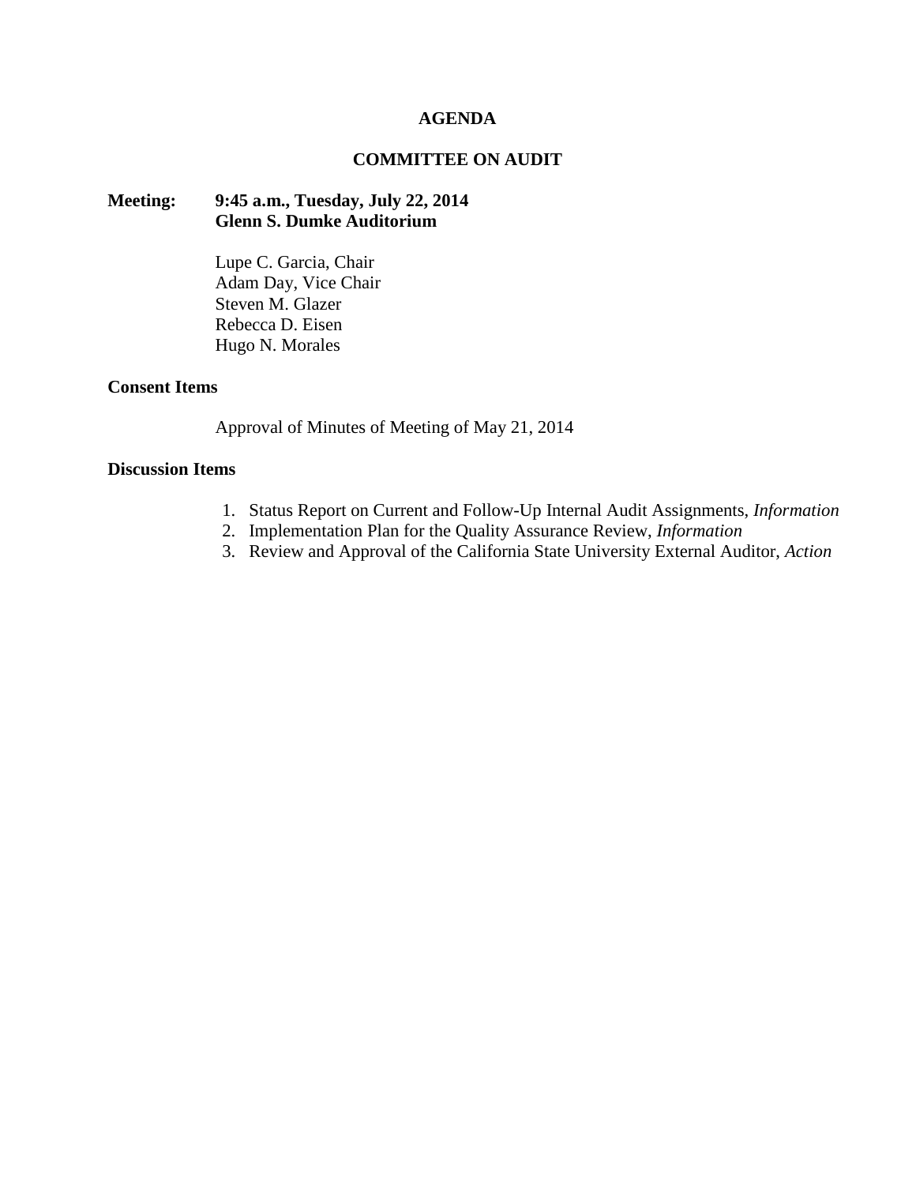# AGENDA

## COMMITTEE ON AUDIT

**Meeting:** **9:45 a.m., Tuesday, July 22, 2014**
**Glenn S. Dumke Auditorium**

Lupe C. Garcia, Chair
Adam Day, Vice Chair
Steven M. Glazer
Rebecca D. Eisen
Hugo N. Morales

**Consent Items**

Approval of Minutes of Meeting of May 21, 2014

**Discussion Items**

1. Status Report on Current and Follow-Up Internal Audit Assignments, *Information*
2. Implementation Plan for the Quality Assurance Review, *Information*
3. Review and Approval of the California State University External Auditor, *Action*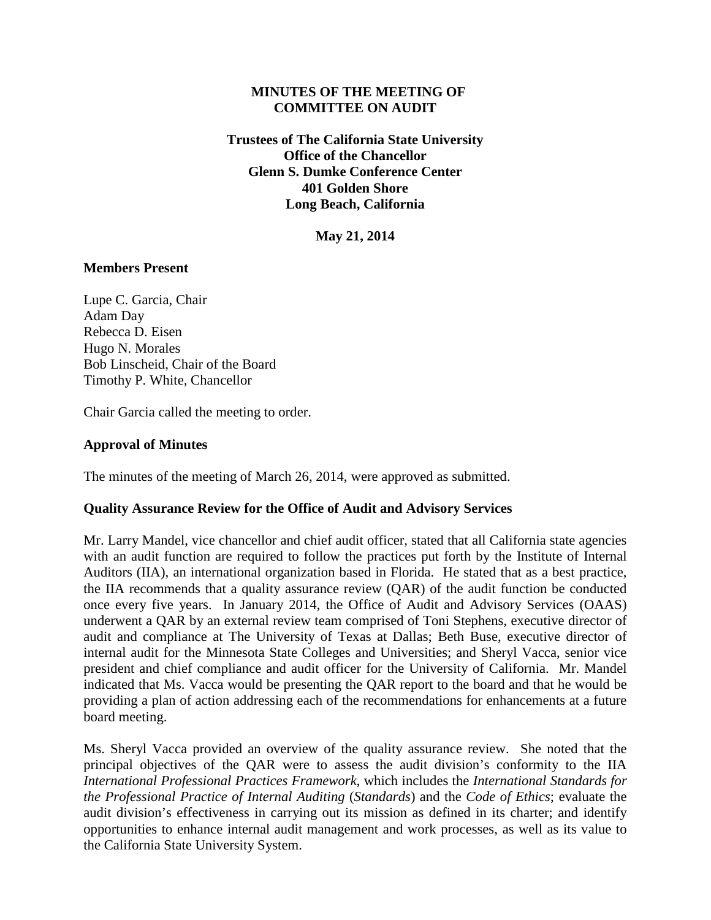**MINUTES OF THE MEETING OF COMMITTEE ON AUDIT**

**Trustees of The California State University**
**Office of the Chancellor**
**Glenn S. Dumke Conference Center**
**401 Golden Shore**
**Long Beach, California**

**May 21, 2014**

**Members Present**

Lupe C. Garcia, Chair
Adam Day
Rebecca D. Eisen
Hugo N. Morales
Bob Linscheid, Chair of the Board
Timothy P. White, Chancellor

Chair Garcia called the meeting to order.

**Approval of Minutes**

The minutes of the meeting of March 26, 2014, were approved as submitted.

**Quality Assurance Review for the Office of Audit and Advisory Services**

Mr. Larry Mandel, vice chancellor and chief audit officer, stated that all California state agencies with an audit function are required to follow the practices put forth by the Institute of Internal Auditors (IIA), an international organization based in Florida. He stated that as a best practice, the IIA recommends that a quality assurance review (QAR) of the audit function be conducted once every five years. In January 2014, the Office of Audit and Advisory Services (OAAS) underwent a QAR by an external review team comprised of Toni Stephens, executive director of audit and compliance at The University of Texas at Dallas; Beth Buse, executive director of internal audit for the Minnesota State Colleges and Universities; and Sheryl Vacca, senior vice president and chief compliance and audit officer for the University of California. Mr. Mandel indicated that Ms. Vacca would be presenting the QAR report to the board and that he would be providing a plan of action addressing each of the recommendations for enhancements at a future board meeting.

Ms. Sheryl Vacca provided an overview of the quality assurance review. She noted that the principal objectives of the QAR were to assess the audit division's conformity to the IIA *International Professional Practices Framework*, which includes the *International Standards for the Professional Practice of Internal Auditing* (*Standards*) and the *Code of Ethics*; evaluate the audit division's effectiveness in carrying out its mission as defined in its charter; and identify opportunities to enhance internal audit management and work processes, as well as its value to the California State University System.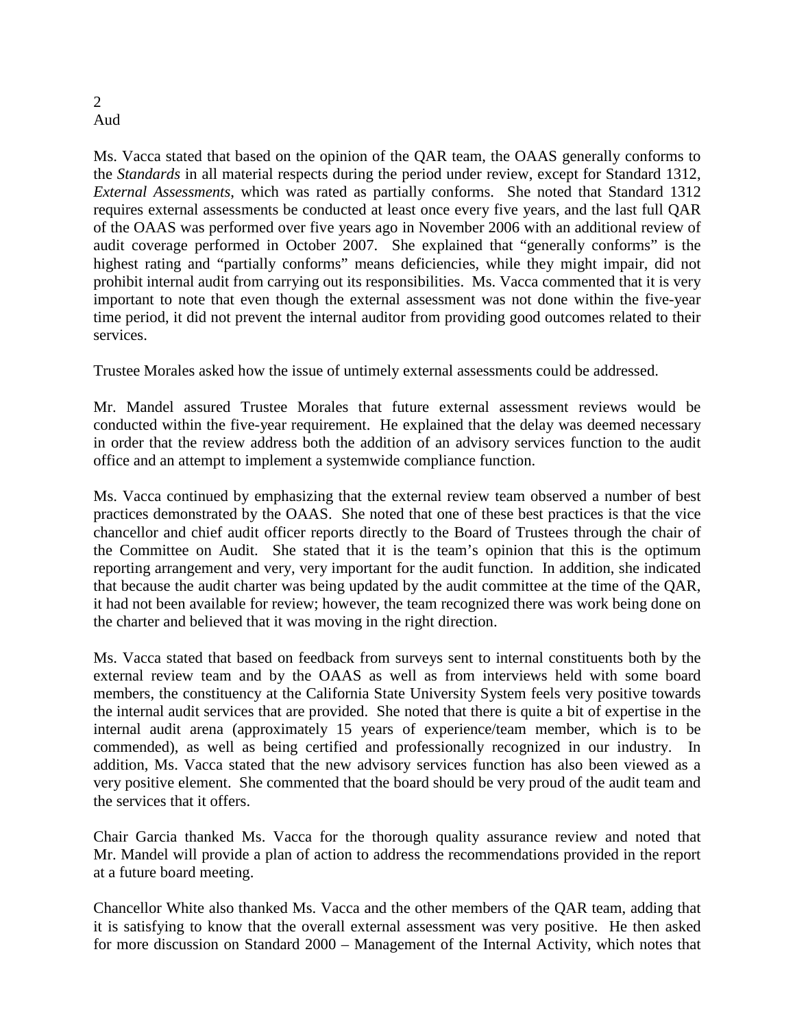Ms. Vacca stated that based on the opinion of the QAR team, the OAAS generally conforms to the *Standards* in all material respects during the period under review, except for Standard 1312, *External Assessments*, which was rated as partially conforms. She noted that Standard 1312 requires external assessments be conducted at least once every five years, and the last full QAR of the OAAS was performed over five years ago in November 2006 with an additional review of audit coverage performed in October 2007. She explained that "generally conforms" is the highest rating and "partially conforms" means deficiencies, while they might impair, did not prohibit internal audit from carrying out its responsibilities. Ms. Vacca commented that it is very important to note that even though the external assessment was not done within the five-year time period, it did not prevent the internal auditor from providing good outcomes related to their services.

Trustee Morales asked how the issue of untimely external assessments could be addressed.

Mr. Mandel assured Trustee Morales that future external assessment reviews would be conducted within the five-year requirement. He explained that the delay was deemed necessary in order that the review address both the addition of an advisory services function to the audit office and an attempt to implement a systemwide compliance function.

Ms. Vacca continued by emphasizing that the external review team observed a number of best practices demonstrated by the OAAS. She noted that one of these best practices is that the vice chancellor and chief audit officer reports directly to the Board of Trustees through the chair of the Committee on Audit. She stated that it is the team's opinion that this is the optimum reporting arrangement and very, very important for the audit function. In addition, she indicated that because the audit charter was being updated by the audit committee at the time of the QAR, it had not been available for review; however, the team recognized there was work being done on the charter and believed that it was moving in the right direction.

Ms. Vacca stated that based on feedback from surveys sent to internal constituents both by the external review team and by the OAAS as well as from interviews held with some board members, the constituency at the California State University System feels very positive towards the internal audit services that are provided. She noted that there is quite a bit of expertise in the internal audit arena (approximately 15 years of experience/team member, which is to be commended), as well as being certified and professionally recognized in our industry. In addition, Ms. Vacca stated that the new advisory services function has also been viewed as a very positive element. She commented that the board should be very proud of the audit team and the services that it offers.

Chair Garcia thanked Ms. Vacca for the thorough quality assurance review and noted that Mr. Mandel will provide a plan of action to address the recommendations provided in the report at a future board meeting.

Chancellor White also thanked Ms. Vacca and the other members of the QAR team, adding that it is satisfying to know that the overall external assessment was very positive. He then asked for more discussion on Standard 2000 – Management of the Internal Activity, which notes that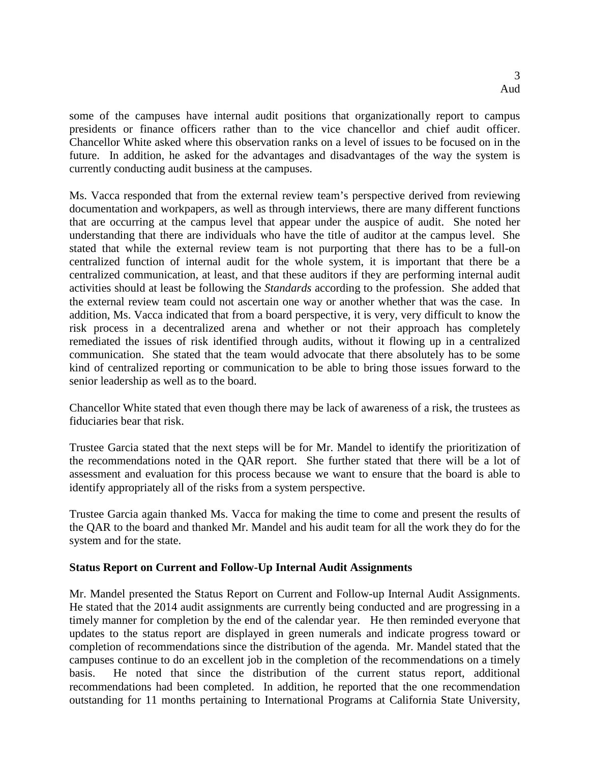some of the campuses have internal audit positions that organizationally report to campus presidents or finance officers rather than to the vice chancellor and chief audit officer. Chancellor White asked where this observation ranks on a level of issues to be focused on in the future. In addition, he asked for the advantages and disadvantages of the way the system is currently conducting audit business at the campuses.

Ms. Vacca responded that from the external review team's perspective derived from reviewing documentation and workpapers, as well as through interviews, there are many different functions that are occurring at the campus level that appear under the auspice of audit. She noted her understanding that there are individuals who have the title of auditor at the campus level. She stated that while the external review team is not purporting that there has to be a full-on centralized function of internal audit for the whole system, it is important that there be a centralized communication, at least, and that these auditors if they are performing internal audit activities should at least be following the *Standards* according to the profession. She added that the external review team could not ascertain one way or another whether that was the case. In addition, Ms. Vacca indicated that from a board perspective, it is very, very difficult to know the risk process in a decentralized arena and whether or not their approach has completely remediated the issues of risk identified through audits, without it flowing up in a centralized communication. She stated that the team would advocate that there absolutely has to be some kind of centralized reporting or communication to be able to bring those issues forward to the senior leadership as well as to the board.

Chancellor White stated that even though there may be lack of awareness of a risk, the trustees as fiduciaries bear that risk.

Trustee Garcia stated that the next steps will be for Mr. Mandel to identify the prioritization of the recommendations noted in the QAR report. She further stated that there will be a lot of assessment and evaluation for this process because we want to ensure that the board is able to identify appropriately all of the risks from a system perspective.

Trustee Garcia again thanked Ms. Vacca for making the time to come and present the results of the QAR to the board and thanked Mr. Mandel and his audit team for all the work they do for the system and for the state.

**Status Report on Current and Follow-Up Internal Audit Assignments**

Mr. Mandel presented the Status Report on Current and Follow-up Internal Audit Assignments. He stated that the 2014 audit assignments are currently being conducted and are progressing in a timely manner for completion by the end of the calendar year. He then reminded everyone that updates to the status report are displayed in green numerals and indicate progress toward or completion of recommendations since the distribution of the agenda. Mr. Mandel stated that the campuses continue to do an excellent job in the completion of the recommendations on a timely basis. He noted that since the distribution of the current status report, additional recommendations had been completed. In addition, he reported that the one recommendation outstanding for 11 months pertaining to International Programs at California State University,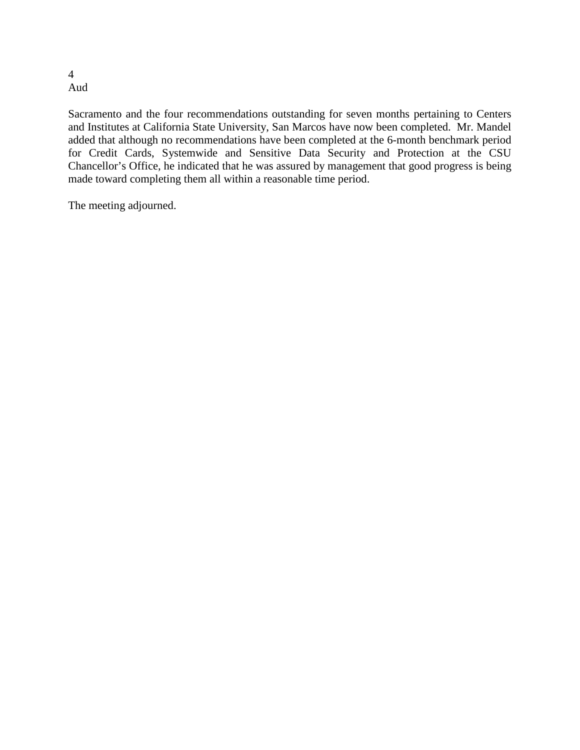Sacramento and the four recommendations outstanding for seven months pertaining to Centers and Institutes at California State University, San Marcos have now been completed. Mr. Mandel added that although no recommendations have been completed at the 6-month benchmark period for Credit Cards, Systemwide and Sensitive Data Security and Protection at the CSU Chancellor's Office, he indicated that he was assured by management that good progress is being made toward completing them all within a reasonable time period.

The meeting adjourned.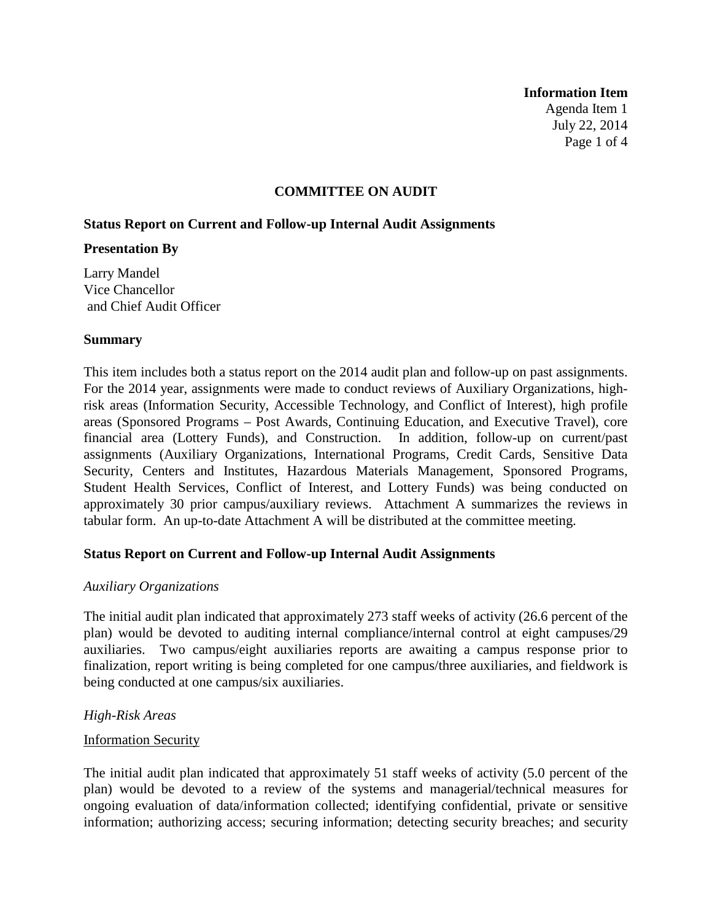**Information Item**
Agenda Item 1
July 22, 2014

## COMMITTEE ON AUDIT

### Status Report on Current and Follow-up Internal Audit Assignments

**Presentation By**

Larry Mandel
Vice Chancellor
and Chief Audit Officer

**Summary**

This item includes both a status report on the 2014 audit plan and follow-up on past assignments. For the 2014 year, assignments were made to conduct reviews of Auxiliary Organizations, high-risk areas (Information Security, Accessible Technology, and Conflict of Interest), high profile areas (Sponsored Programs – Post Awards, Continuing Education, and Executive Travel), core financial area (Lottery Funds), and Construction. In addition, follow-up on current/past assignments (Auxiliary Organizations, International Programs, Credit Cards, Sensitive Data Security, Centers and Institutes, Hazardous Materials Management, Sponsored Programs, Student Health Services, Conflict of Interest, and Lottery Funds) was being conducted on approximately 30 prior campus/auxiliary reviews. Attachment A summarizes the reviews in tabular form. An up-to-date Attachment A will be distributed at the committee meeting.

### Status Report on Current and Follow-up Internal Audit Assignments

*Auxiliary Organizations*

The initial audit plan indicated that approximately 273 staff weeks of activity (26.6 percent of the plan) would be devoted to auditing internal compliance/internal control at eight campuses/29 auxiliaries. Two campus/eight auxiliaries reports are awaiting a campus response prior to finalization, report writing is being completed for one campus/three auxiliaries, and fieldwork is being conducted at one campus/six auxiliaries.

*High-Risk Areas*

Information Security

The initial audit plan indicated that approximately 51 staff weeks of activity (5.0 percent of the plan) would be devoted to a review of the systems and managerial/technical measures for ongoing evaluation of data/information collected; identifying confidential, private or sensitive information; authorizing access; securing information; detecting security breaches; and security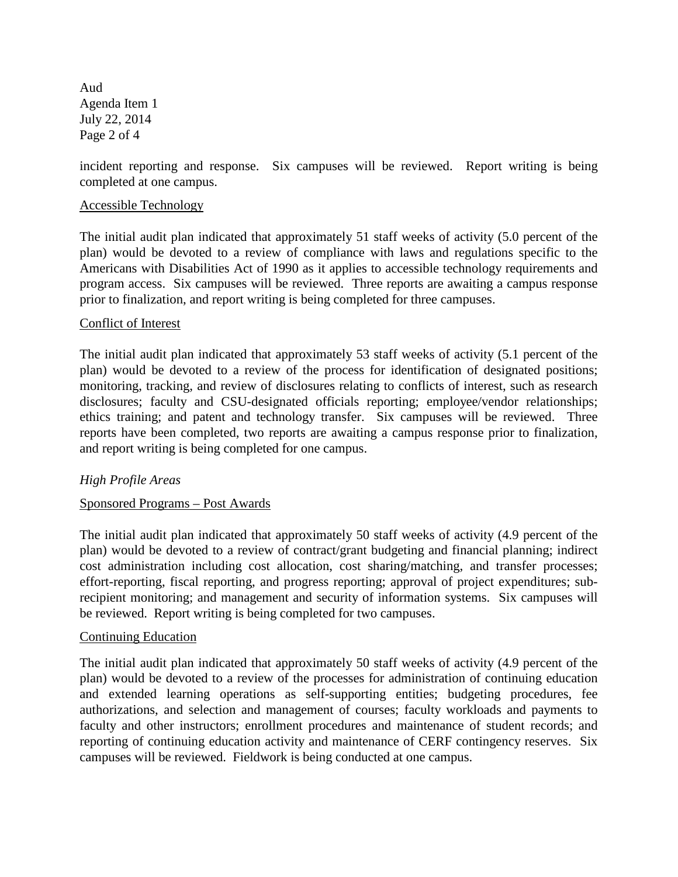incident reporting and response. Six campuses will be reviewed. Report writing is being completed at one campus.

Accessible Technology

The initial audit plan indicated that approximately 51 staff weeks of activity (5.0 percent of the plan) would be devoted to a review of compliance with laws and regulations specific to the Americans with Disabilities Act of 1990 as it applies to accessible technology requirements and program access. Six campuses will be reviewed. Three reports are awaiting a campus response prior to finalization, and report writing is being completed for three campuses.

Conflict of Interest

The initial audit plan indicated that approximately 53 staff weeks of activity (5.1 percent of the plan) would be devoted to a review of the process for identification of designated positions; monitoring, tracking, and review of disclosures relating to conflicts of interest, such as research disclosures; faculty and CSU-designated officials reporting; employee/vendor relationships; ethics training; and patent and technology transfer. Six campuses will be reviewed. Three reports have been completed, two reports are awaiting a campus response prior to finalization, and report writing is being completed for one campus.

*High Profile Areas*

Sponsored Programs – Post Awards

The initial audit plan indicated that approximately 50 staff weeks of activity (4.9 percent of the plan) would be devoted to a review of contract/grant budgeting and financial planning; indirect cost administration including cost allocation, cost sharing/matching, and transfer processes; effort-reporting, fiscal reporting, and progress reporting; approval of project expenditures; sub-recipient monitoring; and management and security of information systems. Six campuses will be reviewed. Report writing is being completed for two campuses.

Continuing Education

The initial audit plan indicated that approximately 50 staff weeks of activity (4.9 percent of the plan) would be devoted to a review of the processes for administration of continuing education and extended learning operations as self-supporting entities; budgeting procedures, fee authorizations, and selection and management of courses; faculty workloads and payments to faculty and other instructors; enrollment procedures and maintenance of student records; and reporting of continuing education activity and maintenance of CERF contingency reserves. Six campuses will be reviewed. Fieldwork is being conducted at one campus.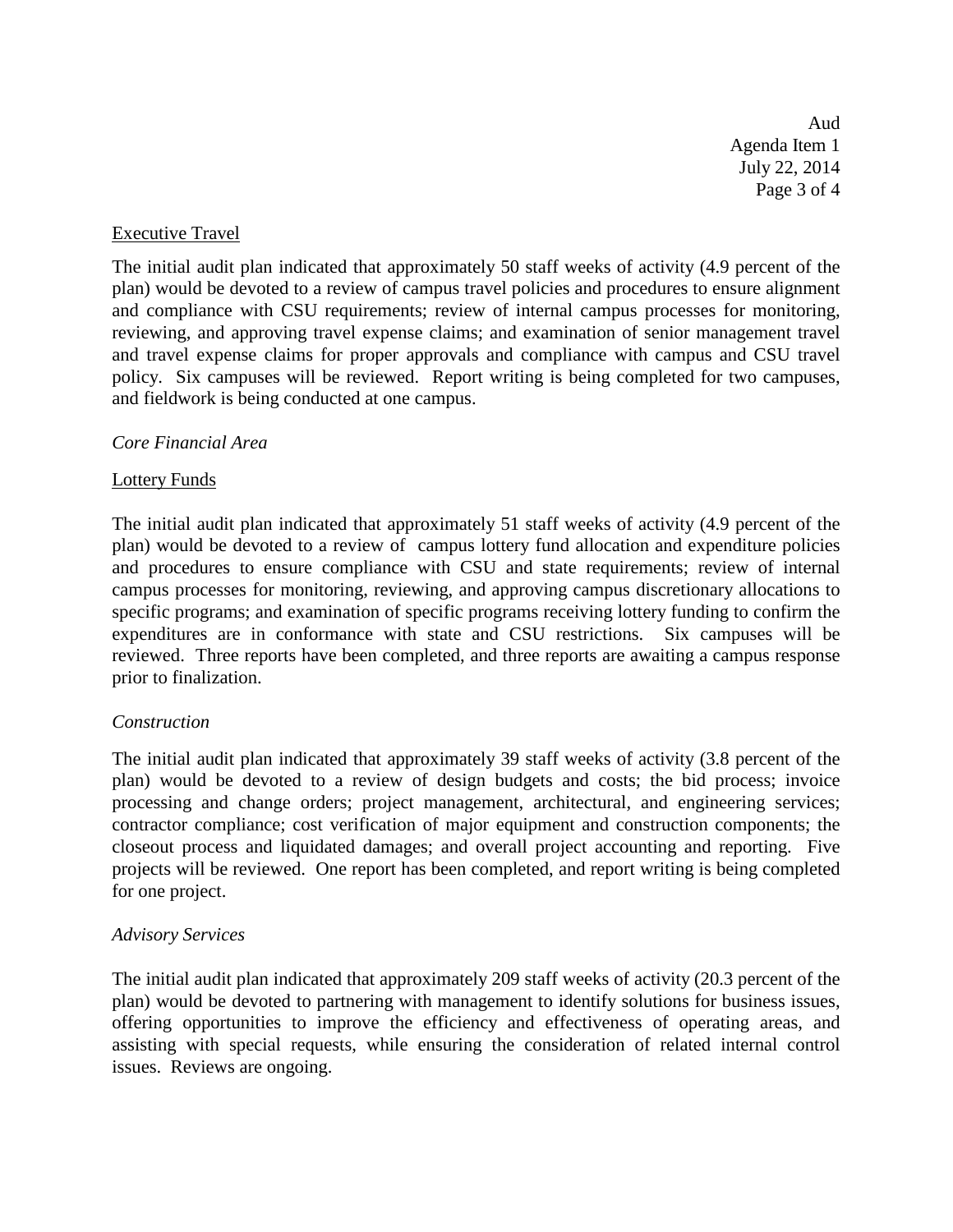Executive Travel

The initial audit plan indicated that approximately 50 staff weeks of activity (4.9 percent of the plan) would be devoted to a review of campus travel policies and procedures to ensure alignment and compliance with CSU requirements; review of internal campus processes for monitoring, reviewing, and approving travel expense claims; and examination of senior management travel and travel expense claims for proper approvals and compliance with campus and CSU travel policy. Six campuses will be reviewed. Report writing is being completed for two campuses, and fieldwork is being conducted at one campus.

*Core Financial Area*

Lottery Funds

The initial audit plan indicated that approximately 51 staff weeks of activity (4.9 percent of the plan) would be devoted to a review of campus lottery fund allocation and expenditure policies and procedures to ensure compliance with CSU and state requirements; review of internal campus processes for monitoring, reviewing, and approving campus discretionary allocations to specific programs; and examination of specific programs receiving lottery funding to confirm the expenditures are in conformance with state and CSU restrictions. Six campuses will be reviewed. Three reports have been completed, and three reports are awaiting a campus response prior to finalization.

*Construction*

The initial audit plan indicated that approximately 39 staff weeks of activity (3.8 percent of the plan) would be devoted to a review of design budgets and costs; the bid process; invoice processing and change orders; project management, architectural, and engineering services; contractor compliance; cost verification of major equipment and construction components; the closeout process and liquidated damages; and overall project accounting and reporting. Five projects will be reviewed. One report has been completed, and report writing is being completed for one project.

*Advisory Services*

The initial audit plan indicated that approximately 209 staff weeks of activity (20.3 percent of the plan) would be devoted to partnering with management to identify solutions for business issues, offering opportunities to improve the efficiency and effectiveness of operating areas, and assisting with special requests, while ensuring the consideration of related internal control issues. Reviews are ongoing.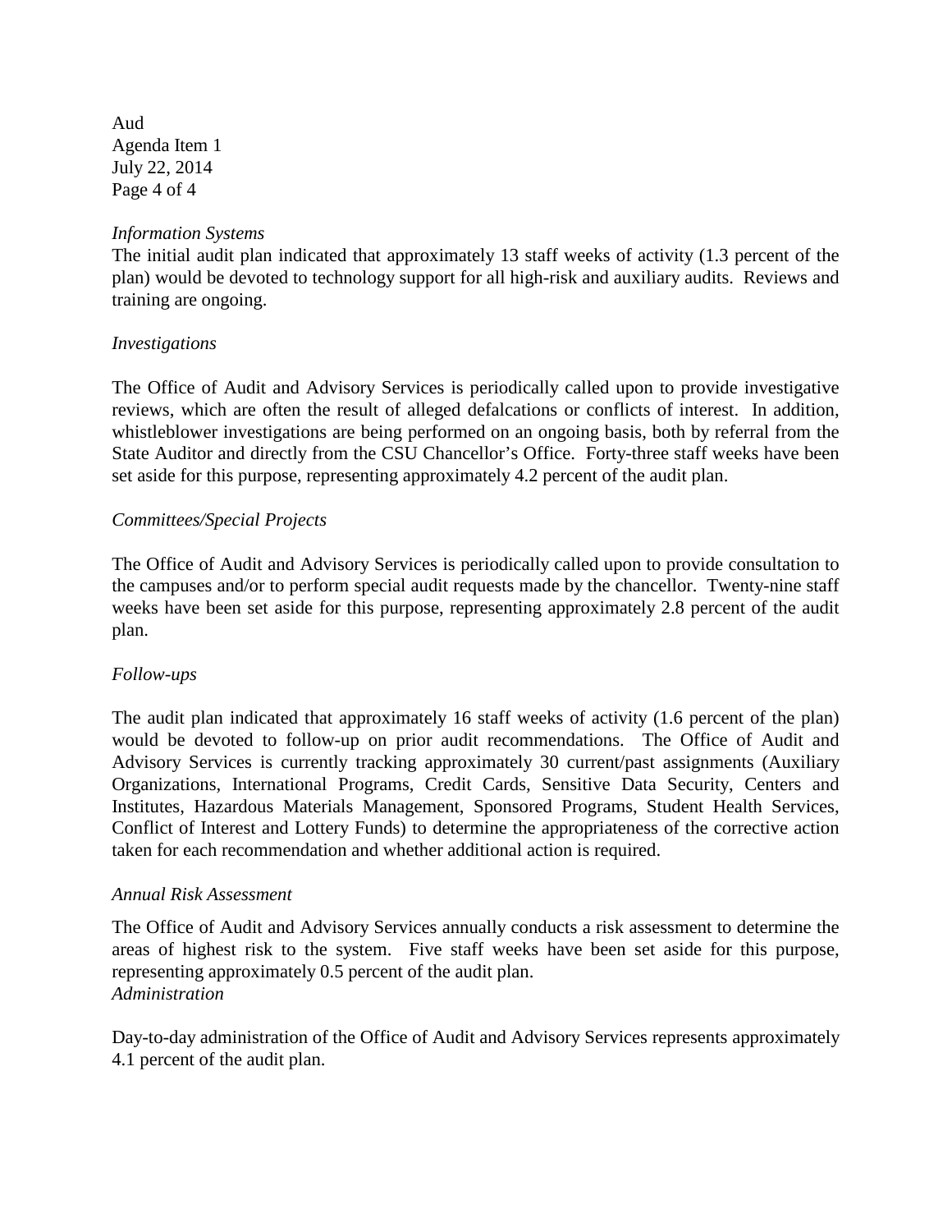*Information Systems*

The initial audit plan indicated that approximately 13 staff weeks of activity (1.3 percent of the plan) would be devoted to technology support for all high-risk and auxiliary audits. Reviews and training are ongoing.

*Investigations*

The Office of Audit and Advisory Services is periodically called upon to provide investigative reviews, which are often the result of alleged defalcations or conflicts of interest. In addition, whistleblower investigations are being performed on an ongoing basis, both by referral from the State Auditor and directly from the CSU Chancellor's Office. Forty-three staff weeks have been set aside for this purpose, representing approximately 4.2 percent of the audit plan.

*Committees/Special Projects*

The Office of Audit and Advisory Services is periodically called upon to provide consultation to the campuses and/or to perform special audit requests made by the chancellor. Twenty-nine staff weeks have been set aside for this purpose, representing approximately 2.8 percent of the audit plan.

*Follow-ups*

The audit plan indicated that approximately 16 staff weeks of activity (1.6 percent of the plan) would be devoted to follow-up on prior audit recommendations. The Office of Audit and Advisory Services is currently tracking approximately 30 current/past assignments (Auxiliary Organizations, International Programs, Credit Cards, Sensitive Data Security, Centers and Institutes, Hazardous Materials Management, Sponsored Programs, Student Health Services, Conflict of Interest and Lottery Funds) to determine the appropriateness of the corrective action taken for each recommendation and whether additional action is required.

*Annual Risk Assessment*

The Office of Audit and Advisory Services annually conducts a risk assessment to determine the areas of highest risk to the system. Five staff weeks have been set aside for this purpose, representing approximately 0.5 percent of the audit plan.

*Administration*

Day-to-day administration of the Office of Audit and Advisory Services represents approximately 4.1 percent of the audit plan.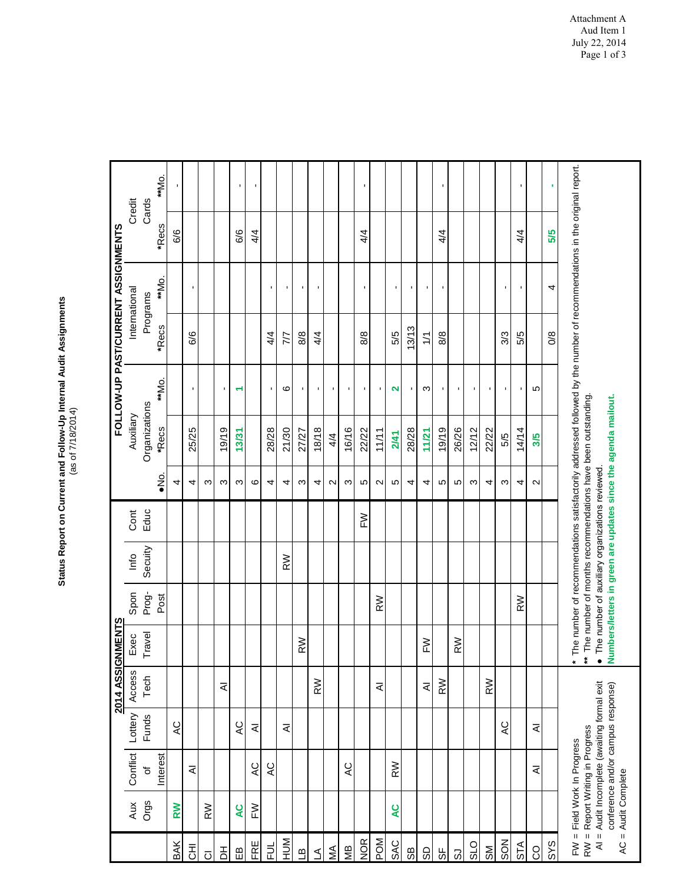Attachment A
Aud Item 1
July 22, 2014

**Status Report on Current and Follow-Up Internal Audit Assignments**
(as of 7/18/2014)

| | 2014 ASSIGNMENTS | | | | | | | | FOLLOW-UP PAST/CURRENT ASSIGNMENTS | | | | | | |
|---|---|---|---|---|---|---|---|---|---|---|---|---|---|---|---|
| | Aux Orgs | Conflict of Interest | Lottery Funds | Access Tech | Exec Travel | Spon Prog-Post | Info Secuity | Cont Educ | Auxiliary Organizations | | | International Programs | | Credit Cards | |
| | | | | | | | | | ●No. | *Recs | **Mo. | *Recs | **Mo. | *Recs | **Mo. |
| BAK | **RW** | | AC | | | | | | 4 | | | | | 6/6 | - |
| CHI | | AI | | | | | | | 4 | 25/25 | - | 6/6 | - | | |
| CI | RW | | | | | | | | 3 | | | | | | |
| DH | | | | AI | | | | | 3 | 19/19 | - | | | | |
| EB | **AC** | | AC | | | | | | 3 | **13/31** | **1** | | | 6/6 | - |
| FRE | FW | AC | AI | | | | | | 6 | | | | | 4/4 | - |
| FUL | | AC | | | | | | | 4 | 28/28 | - | 4/4 | - | | |
| HUM | | | AI | | | | RW | | 4 | 21/30 | 6 | 7/7 | - | | |
| LB | | | | | RW | | | | 3 | 27/27 | - | 8/8 | - | | |
| LA | | | | RW | | | | | 4 | 18/18 | - | 4/4 | - | | |
| MA | | | | | | | | | 2 | 4/4 | - | | | | |
| MB | | AC | | | | | | | 3 | 16/16 | - | | | | |
| NOR | | | | | | | | FW | 5 | 22/22 | - | 8/8 | - | 4/4 | - |
| POM | | | | AI | | RW | | | 2 | 11/11 | - | | | | |
| SAC | **AC** | RW | | | | | | | 5 | **2/41** | **2** | 5/5 | - | | |
| SB | | | | | | | | | 4 | 28/28 | - | 13/13 | - | | |
| SD | | | | AI | FW | | | | 4 | **11/21** | 3 | 1/1 | - | | |
| SF | | | | RW | | | | | 5 | 19/19 | - | 8/8 | - | 4/4 | - |
| SJ | | | | | RW | | | | 5 | 26/26 | - | | | | |
| SLO | | | | | | | | | 3 | 12/12 | - | | | | |
| SM | | | | RW | | | | | 4 | 22/22 | - | | | | |
| SON | | | AC | | | | | | 3 | 5/5 | - | 3/3 | - | | |
| STA | | | | | | RW | | | 4 | 14/14 | - | 5/5 | - | 4/4 | - |
| CO | | AI | AI | | | | | | 2 | **3/5** | 5 | | | | |
| SYS | | | | | | | | | | | | 0/8 | 4 | **5/5** | **-** |

FW = Field Work In Progress
RW = Report Writing in Progress
AI = Audit Incomplete (awaiting formal exit conference and/or campus response)
AC = Audit Complete

\* The number of recommendations satisfactorily addressed followed by the number of recommendations in the original report.
\*\* The number of months recommendations have been outstanding.
● The number of auxiliary organizations reviewed.
**Numbers/letters in green are updates since the agenda mailout.**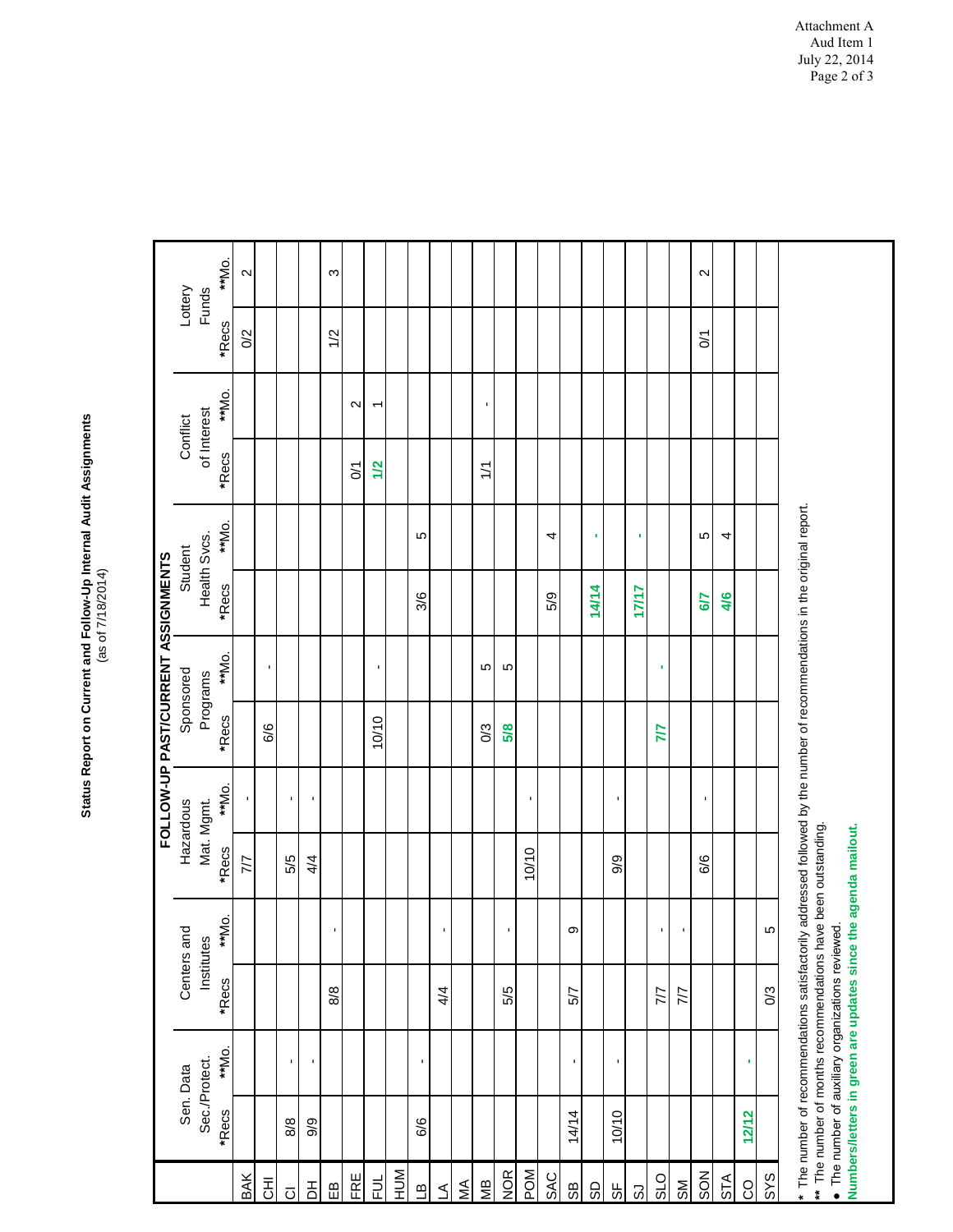**Status Report on Current and Follow-Up Internal Audit Assignments**
(as of 7/18/2014)

| | FOLLOW-UP PAST/CURRENT ASSIGNMENTS | | | | | | | | | | | | | |
|---|---|---|---|---|---|---|---|---|---|---|---|---|---|---|
| | Sen. Data Sec./Protect. | | Centers and Institutes | | Hazardous Mat. Mgmt. | | Sponsored Programs | | Student Health Svcs. | | Conflict of Interest | | Lottery Funds | |
| | *Recs | **Mo. | *Recs | **Mo. | *Recs | **Mo. | *Recs | **Mo. | *Recs | **Mo. | *Recs | **Mo. | *Recs | **Mo. |
| BAK | | | | | 7/7 | - | | | | | | | 0/2 | 2 |
| CHI | | | | | | | 6/6 | - | | | | | | |
| CI | 8/8 | - | | | 5/5 | - | | | | | | | | |
| DH | 9/9 | - | | | 4/4 | - | | | | | | | | |
| EB | | | 8/8 | - | | | | | | | | | 1/2 | 3 |
| FRE | | | | | | | | | | | 0/1 | 2 | | |
| FUL | | | | | | | 10/10 | - | | | 1/2 | 1 | | |
| HUM | | | | | | | | | | | | | | |
| LB | 6/6 | - | | | | | | | 3/6 | 5 | | | | |
| LA | | | 4/4 | - | | | | | | | | | | |
| MA | | | | | | | | | | | | | | |
| MB | | | | | | | 0/3 | 5 | | | 1/1 | - | | |
| NOR | | | 5/5 | - | | | 5/8 | 5 | | | | | | |
| POM | | | | | 10/10 | - | | | | | | | | |
| SAC | | | | | | | | | 5/9 | 4 | | | | |
| SB | 14/14 | - | 5/7 | 9 | | | | | | | | | | |
| SD | | | | | | | | | 14/14 | - | | | | |
| SF | 10/10 | - | | | 9/9 | - | | | | | | | | |
| SJ | | | | | | | | | 17/17 | - | | | | |
| SLO | | | 7/7 | - | | | 7/7 | - | | | | | | |
| SM | | | 7/7 | - | | | | | | | | | | |
| SON | | | | | 6/6 | - | | | 6/7 | 5 | | | 0/1 | 2 |
| STA | | | | | | | | | 4/6 | 4 | | | | |
| CO | 12/12 | - | | | | | | | | | | | | |
| SYS | | | 0/3 | 5 | | | | | | | | | | |

\* The number of recommendations satisfactorily addressed followed by the number of recommendations in the original report.
** The number of months recommendations have been outstanding.
• The number of auxiliary organizations reviewed.
**Numbers/letters in green are updates since the agenda mailout.**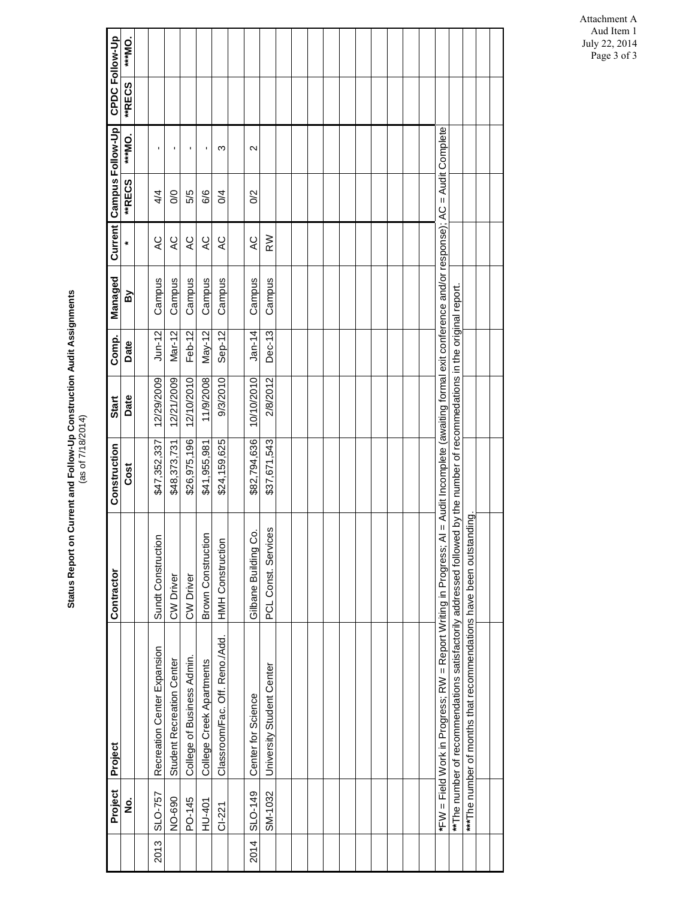Attachment A
Aud Item 1
July 22, 2014

**Status Report on Current and Follow-Up Construction Audit Assignments**
(as of 7/18/2014)

| | Project No. | Project | Contractor | Construction Cost | Start Date | Comp. Date | Managed By | Current * | Campus Follow-Up **RECS | Campus Follow-Up ***MO. | CPDC Follow-Up **RECS | CPDC Follow-Up ***MO. |
|---|---|---|---|---|---|---|---|---|---|---|---|---|
| 2013 | SLO-757 | Recreation Center Expansion | Sundt Construction | $47,352,337 | 12/29/2009 | Jun-12 | Campus | AC | 4/4 | - | | |
| | NO-690 | Student Recreation Center | CW Driver | $48,373,731 | 12/21/2009 | Mar-12 | Campus | AC | 0/0 | - | | |
| | PO-145 | College of Business Admin. | CW Driver | $26,975,196 | 12/10/2010 | Feb-12 | Campus | AC | 5/5 | - | | |
| | HU-401 | College Creek Apartments | Brown Construction | $41,955,981 | 11/9/2008 | May-12 | Campus | AC | 6/6 | - | | |
| | CI-221 | Classroom/Fac. Off. Reno./Add. | HMH Construction | $24,159,625 | 9/3/2010 | Sep-12 | Campus | AC | 0/4 | 3 | | |
| 2014 | SLO-149 | Center for Science | Gilbane Building Co. | $82,794,636 | 10/10/2010 | Jan-14 | Campus | AC | 0/2 | 2 | | |
| | SM-1032 | University Student Center | PCL Const. Services | $37,671,543 | 2/8/2012 | Dec-13 | Campus | RW | | | | |

*FW = Field Work in Progress; RW = Report Writing in Progress; AI = Audit Incomplete (awaiting formal exit conference and/or response); AC = Audit Complete

**The number of recommendations satisfactorily addressed followed by the number of recommedations in the original report.

***The number of months that recommendations have been outstanding.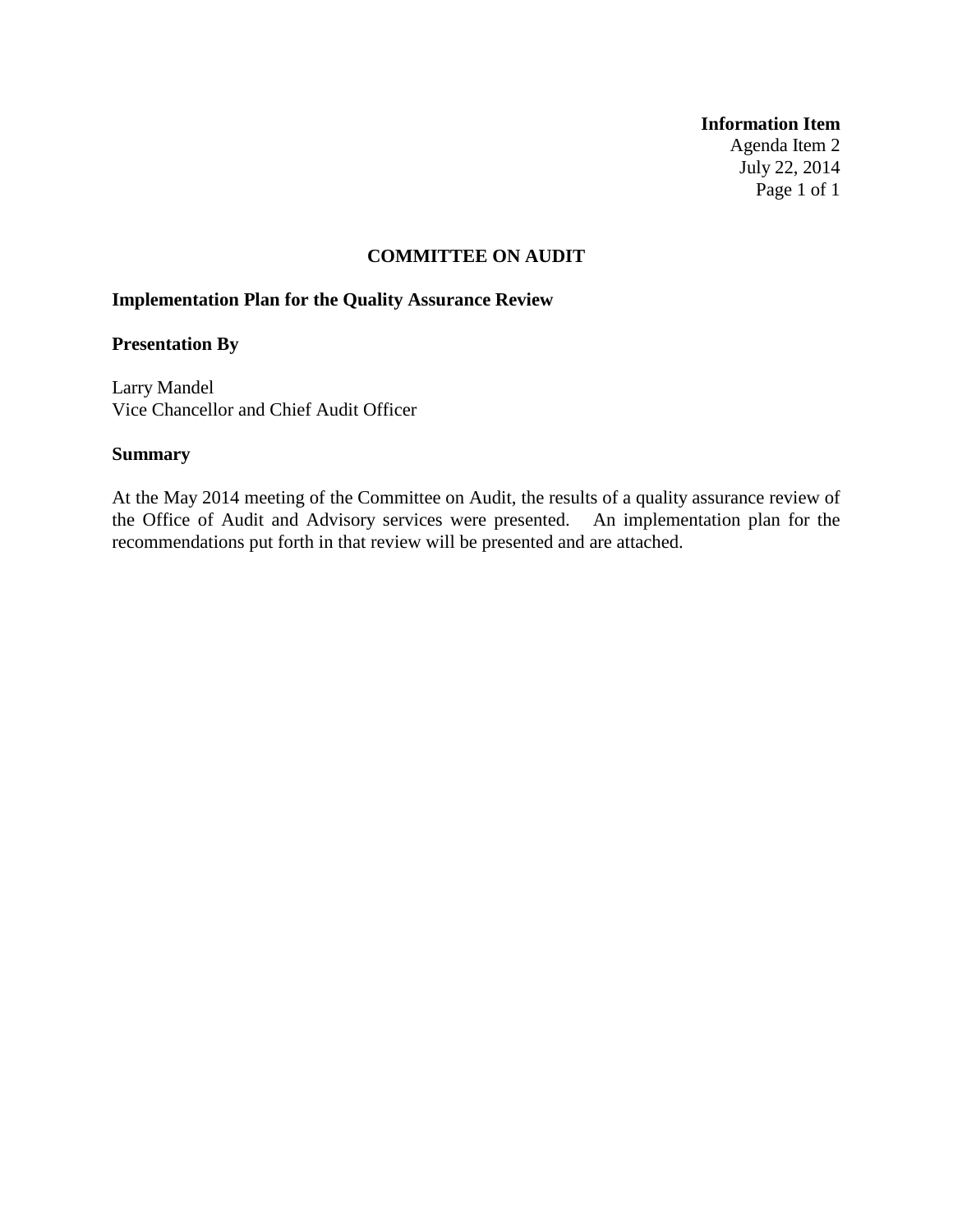**Information Item**
Agenda Item 2
July 22, 2014

## COMMITTEE ON AUDIT

**Implementation Plan for the Quality Assurance Review**

**Presentation By**

Larry Mandel
Vice Chancellor and Chief Audit Officer

**Summary**

At the May 2014 meeting of the Committee on Audit, the results of a quality assurance review of the Office of Audit and Advisory services were presented. An implementation plan for the recommendations put forth in that review will be presented and are attached.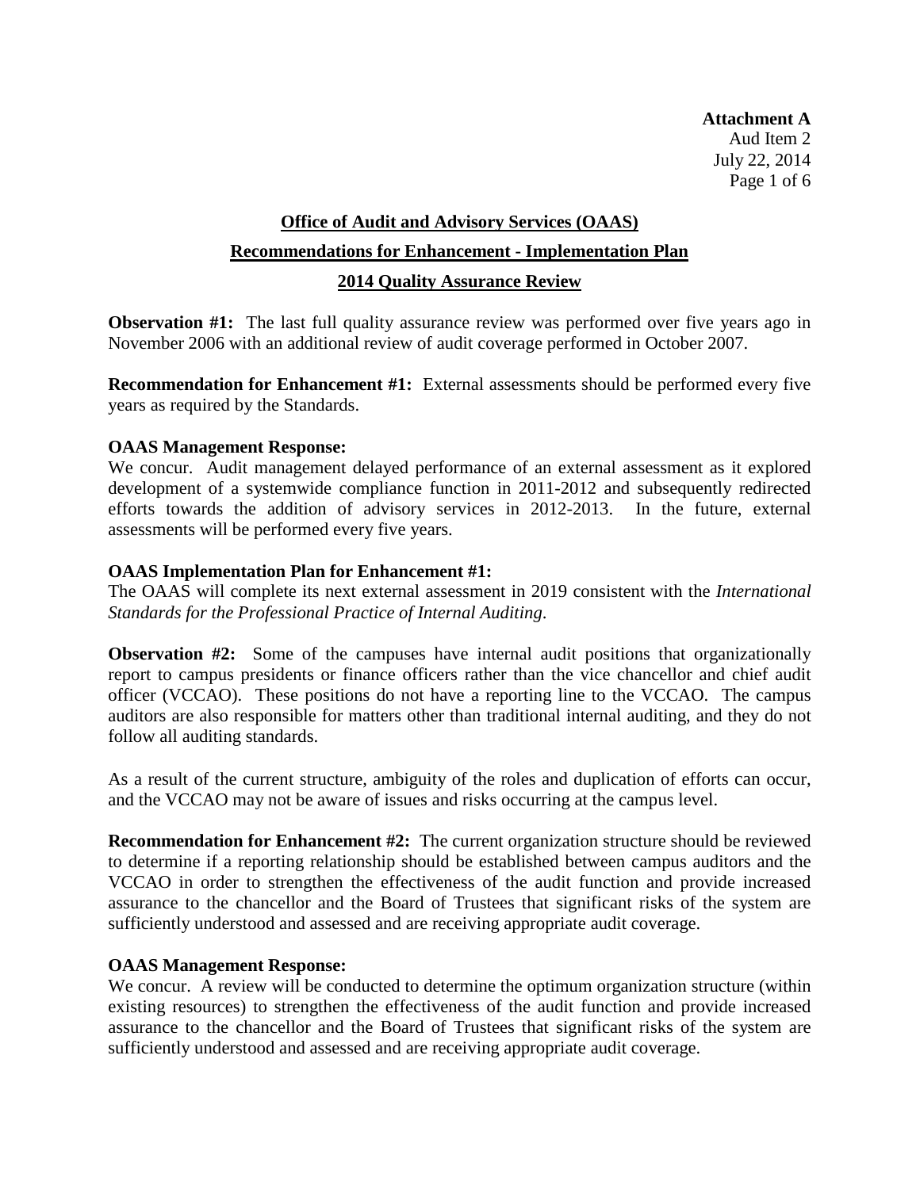**Attachment A**
Aud Item 2
July 22, 2014

## Office of Audit and Advisory Services (OAAS)

## Recommendations for Enhancement - Implementation Plan

## 2014 Quality Assurance Review

**Observation #1:** The last full quality assurance review was performed over five years ago in November 2006 with an additional review of audit coverage performed in October 2007.

**Recommendation for Enhancement #1:** External assessments should be performed every five years as required by the Standards.

**OAAS Management Response:**
We concur. Audit management delayed performance of an external assessment as it explored development of a systemwide compliance function in 2011-2012 and subsequently redirected efforts towards the addition of advisory services in 2012-2013. In the future, external assessments will be performed every five years.

**OAAS Implementation Plan for Enhancement #1:**
The OAAS will complete its next external assessment in 2019 consistent with the *International Standards for the Professional Practice of Internal Auditing*.

**Observation #2:** Some of the campuses have internal audit positions that organizationally report to campus presidents or finance officers rather than the vice chancellor and chief audit officer (VCCAO). These positions do not have a reporting line to the VCCAO. The campus auditors are also responsible for matters other than traditional internal auditing, and they do not follow all auditing standards.

As a result of the current structure, ambiguity of the roles and duplication of efforts can occur, and the VCCAO may not be aware of issues and risks occurring at the campus level.

**Recommendation for Enhancement #2:** The current organization structure should be reviewed to determine if a reporting relationship should be established between campus auditors and the VCCAO in order to strengthen the effectiveness of the audit function and provide increased assurance to the chancellor and the Board of Trustees that significant risks of the system are sufficiently understood and assessed and are receiving appropriate audit coverage.

**OAAS Management Response:**
We concur. A review will be conducted to determine the optimum organization structure (within existing resources) to strengthen the effectiveness of the audit function and provide increased assurance to the chancellor and the Board of Trustees that significant risks of the system are sufficiently understood and assessed and are receiving appropriate audit coverage.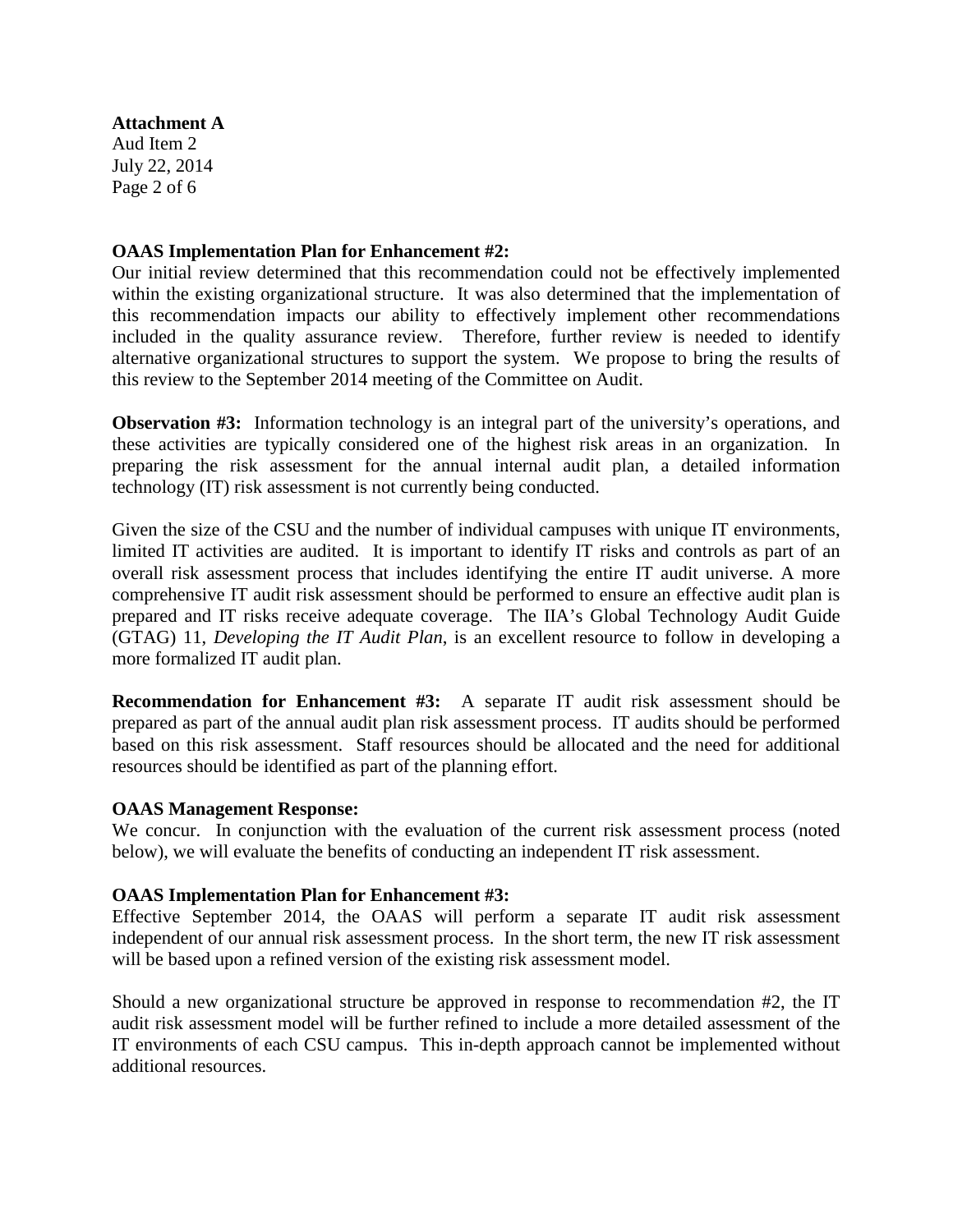**Attachment A**
Aud Item 2
July 22, 2014

**OAAS Implementation Plan for Enhancement #2:**
Our initial review determined that this recommendation could not be effectively implemented within the existing organizational structure. It was also determined that the implementation of this recommendation impacts our ability to effectively implement other recommendations included in the quality assurance review. Therefore, further review is needed to identify alternative organizational structures to support the system. We propose to bring the results of this review to the September 2014 meeting of the Committee on Audit.

**Observation #3:** Information technology is an integral part of the university's operations, and these activities are typically considered one of the highest risk areas in an organization. In preparing the risk assessment for the annual internal audit plan, a detailed information technology (IT) risk assessment is not currently being conducted.

Given the size of the CSU and the number of individual campuses with unique IT environments, limited IT activities are audited. It is important to identify IT risks and controls as part of an overall risk assessment process that includes identifying the entire IT audit universe. A more comprehensive IT audit risk assessment should be performed to ensure an effective audit plan is prepared and IT risks receive adequate coverage. The IIA's Global Technology Audit Guide (GTAG) 11, *Developing the IT Audit Plan*, is an excellent resource to follow in developing a more formalized IT audit plan.

**Recommendation for Enhancement #3:** A separate IT audit risk assessment should be prepared as part of the annual audit plan risk assessment process. IT audits should be performed based on this risk assessment. Staff resources should be allocated and the need for additional resources should be identified as part of the planning effort.

**OAAS Management Response:**
We concur. In conjunction with the evaluation of the current risk assessment process (noted below), we will evaluate the benefits of conducting an independent IT risk assessment.

**OAAS Implementation Plan for Enhancement #3:**
Effective September 2014, the OAAS will perform a separate IT audit risk assessment independent of our annual risk assessment process. In the short term, the new IT risk assessment will be based upon a refined version of the existing risk assessment model.

Should a new organizational structure be approved in response to recommendation #2, the IT audit risk assessment model will be further refined to include a more detailed assessment of the IT environments of each CSU campus. This in-depth approach cannot be implemented without additional resources.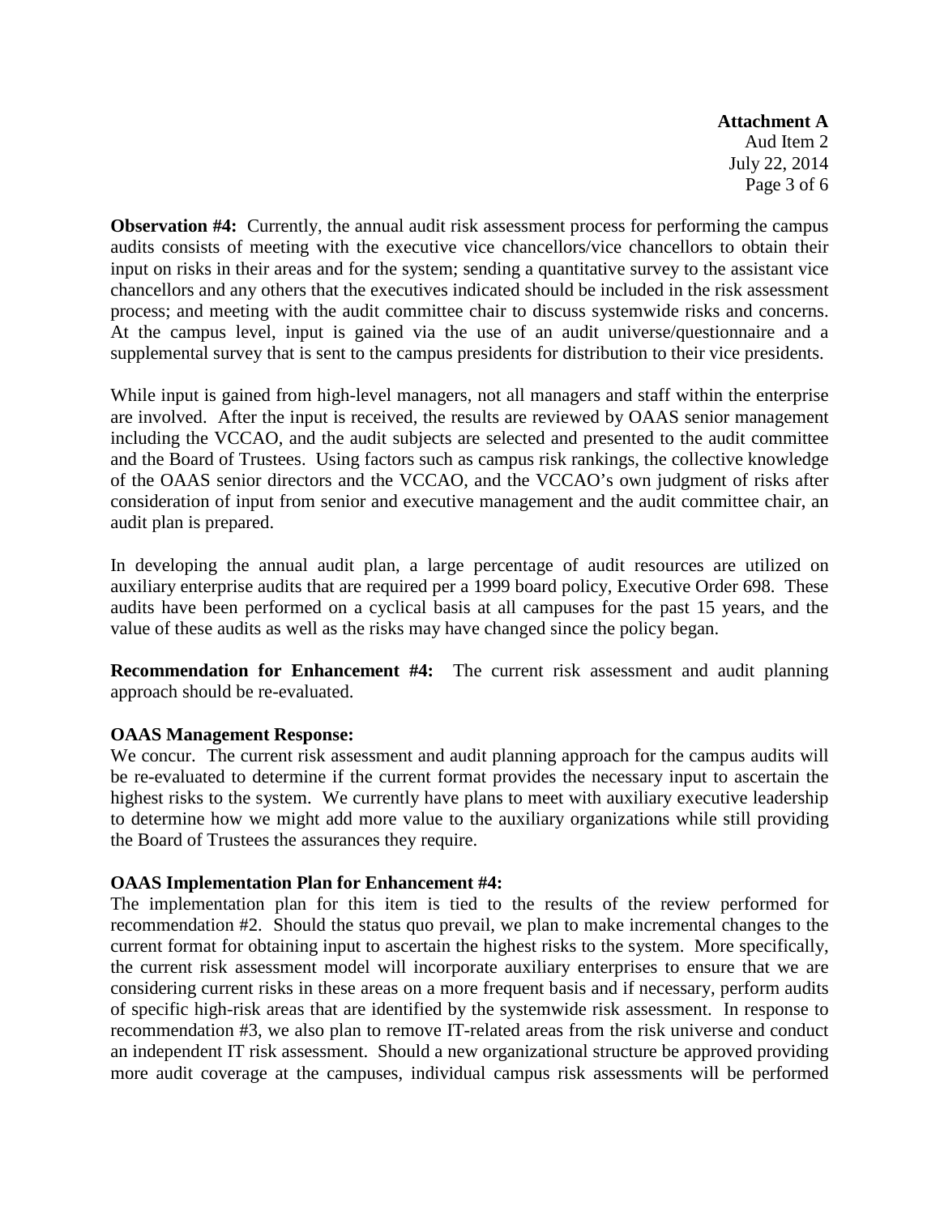**Attachment A**
Aud Item 2
July 22, 2014

**Observation #4:** Currently, the annual audit risk assessment process for performing the campus audits consists of meeting with the executive vice chancellors/vice chancellors to obtain their input on risks in their areas and for the system; sending a quantitative survey to the assistant vice chancellors and any others that the executives indicated should be included in the risk assessment process; and meeting with the audit committee chair to discuss systemwide risks and concerns. At the campus level, input is gained via the use of an audit universe/questionnaire and a supplemental survey that is sent to the campus presidents for distribution to their vice presidents.

While input is gained from high-level managers, not all managers and staff within the enterprise are involved. After the input is received, the results are reviewed by OAAS senior management including the VCCAO, and the audit subjects are selected and presented to the audit committee and the Board of Trustees. Using factors such as campus risk rankings, the collective knowledge of the OAAS senior directors and the VCCAO, and the VCCAO's own judgment of risks after consideration of input from senior and executive management and the audit committee chair, an audit plan is prepared.

In developing the annual audit plan, a large percentage of audit resources are utilized on auxiliary enterprise audits that are required per a 1999 board policy, Executive Order 698. These audits have been performed on a cyclical basis at all campuses for the past 15 years, and the value of these audits as well as the risks may have changed since the policy began.

**Recommendation for Enhancement #4:** The current risk assessment and audit planning approach should be re-evaluated.

**OAAS Management Response:**
We concur. The current risk assessment and audit planning approach for the campus audits will be re-evaluated to determine if the current format provides the necessary input to ascertain the highest risks to the system. We currently have plans to meet with auxiliary executive leadership to determine how we might add more value to the auxiliary organizations while still providing the Board of Trustees the assurances they require.

**OAAS Implementation Plan for Enhancement #4:**
The implementation plan for this item is tied to the results of the review performed for recommendation #2. Should the status quo prevail, we plan to make incremental changes to the current format for obtaining input to ascertain the highest risks to the system. More specifically, the current risk assessment model will incorporate auxiliary enterprises to ensure that we are considering current risks in these areas on a more frequent basis and if necessary, perform audits of specific high-risk areas that are identified by the systemwide risk assessment. In response to recommendation #3, we also plan to remove IT-related areas from the risk universe and conduct an independent IT risk assessment. Should a new organizational structure be approved providing more audit coverage at the campuses, individual campus risk assessments will be performed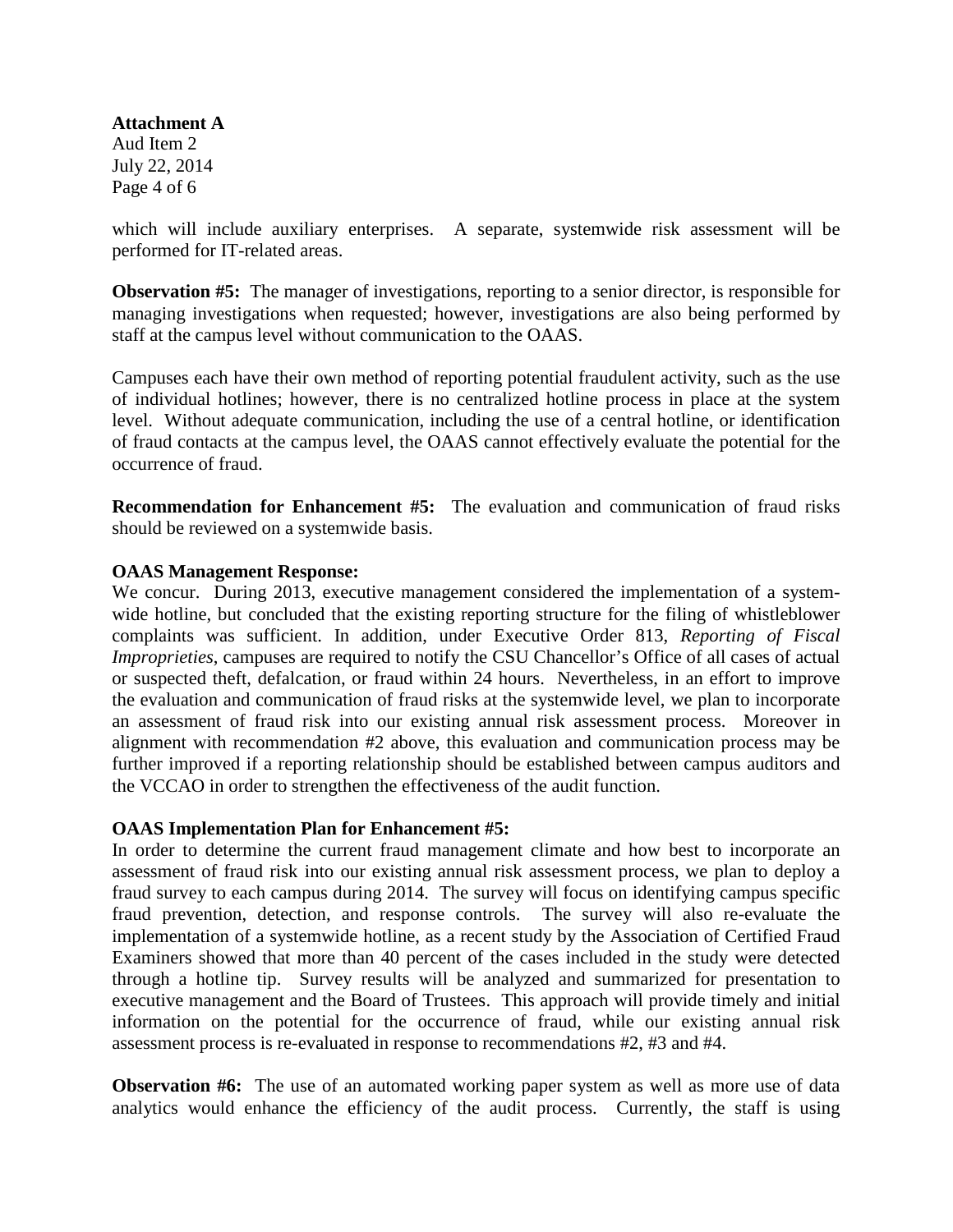which will include auxiliary enterprises. A separate, systemwide risk assessment will be performed for IT-related areas.

**Observation #5:** The manager of investigations, reporting to a senior director, is responsible for managing investigations when requested; however, investigations are also being performed by staff at the campus level without communication to the OAAS.

Campuses each have their own method of reporting potential fraudulent activity, such as the use of individual hotlines; however, there is no centralized hotline process in place at the system level. Without adequate communication, including the use of a central hotline, or identification of fraud contacts at the campus level, the OAAS cannot effectively evaluate the potential for the occurrence of fraud.

**Recommendation for Enhancement #5:** The evaluation and communication of fraud risks should be reviewed on a systemwide basis.

**OAAS Management Response:**
We concur. During 2013, executive management considered the implementation of a systemwide hotline, but concluded that the existing reporting structure for the filing of whistleblower complaints was sufficient. In addition, under Executive Order 813, *Reporting of Fiscal Improprieties*, campuses are required to notify the CSU Chancellor's Office of all cases of actual or suspected theft, defalcation, or fraud within 24 hours. Nevertheless, in an effort to improve the evaluation and communication of fraud risks at the systemwide level, we plan to incorporate an assessment of fraud risk into our existing annual risk assessment process. Moreover in alignment with recommendation #2 above, this evaluation and communication process may be further improved if a reporting relationship should be established between campus auditors and the VCCAO in order to strengthen the effectiveness of the audit function.

**OAAS Implementation Plan for Enhancement #5:**
In order to determine the current fraud management climate and how best to incorporate an assessment of fraud risk into our existing annual risk assessment process, we plan to deploy a fraud survey to each campus during 2014. The survey will focus on identifying campus specific fraud prevention, detection, and response controls. The survey will also re-evaluate the implementation of a systemwide hotline, as a recent study by the Association of Certified Fraud Examiners showed that more than 40 percent of the cases included in the study were detected through a hotline tip. Survey results will be analyzed and summarized for presentation to executive management and the Board of Trustees. This approach will provide timely and initial information on the potential for the occurrence of fraud, while our existing annual risk assessment process is re-evaluated in response to recommendations #2, #3 and #4.

**Observation #6:** The use of an automated working paper system as well as more use of data analytics would enhance the efficiency of the audit process. Currently, the staff is using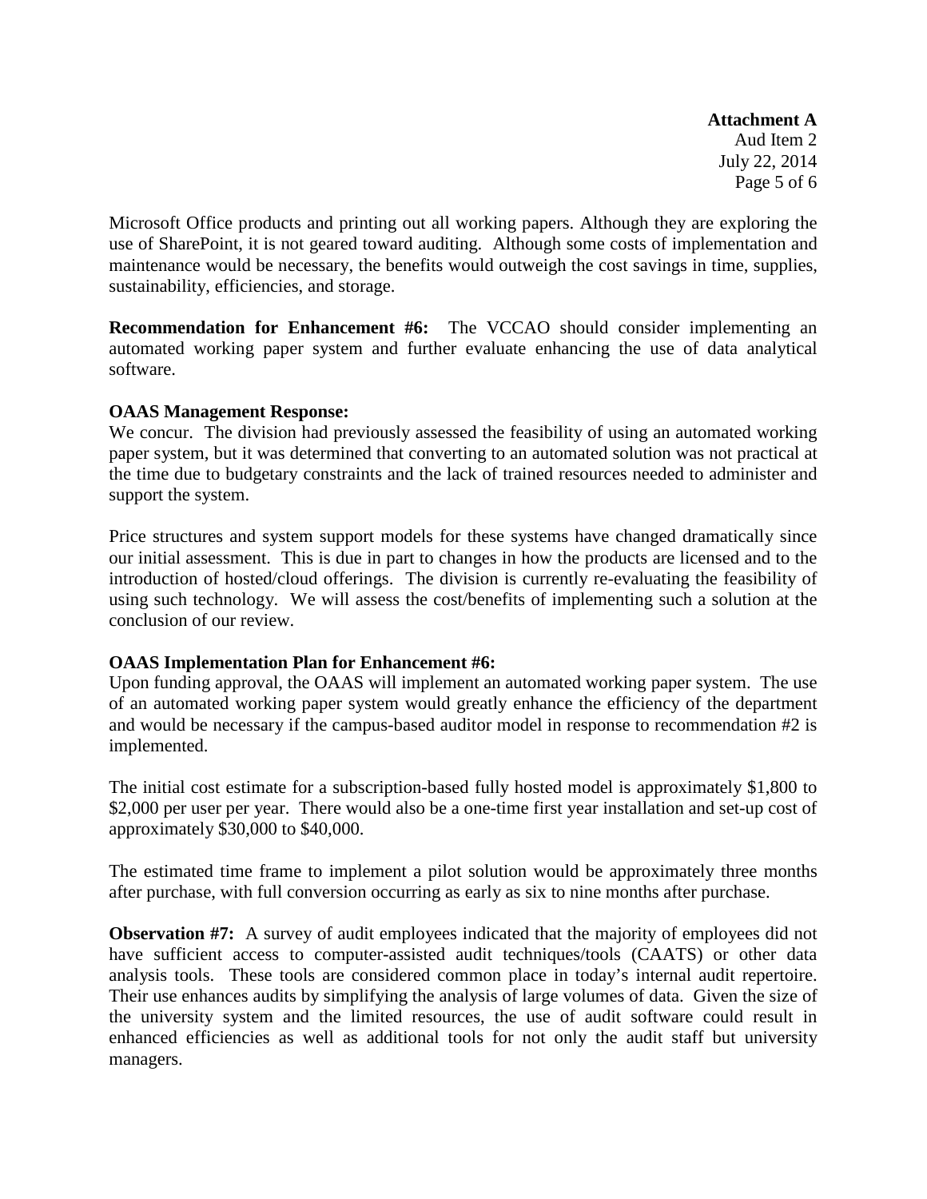Microsoft Office products and printing out all working papers. Although they are exploring the use of SharePoint, it is not geared toward auditing. Although some costs of implementation and maintenance would be necessary, the benefits would outweigh the cost savings in time, supplies, sustainability, efficiencies, and storage.

**Recommendation for Enhancement #6:** The VCCAO should consider implementing an automated working paper system and further evaluate enhancing the use of data analytical software.

**OAAS Management Response:**
We concur. The division had previously assessed the feasibility of using an automated working paper system, but it was determined that converting to an automated solution was not practical at the time due to budgetary constraints and the lack of trained resources needed to administer and support the system.

Price structures and system support models for these systems have changed dramatically since our initial assessment. This is due in part to changes in how the products are licensed and to the introduction of hosted/cloud offerings. The division is currently re-evaluating the feasibility of using such technology. We will assess the cost/benefits of implementing such a solution at the conclusion of our review.

**OAAS Implementation Plan for Enhancement #6:**
Upon funding approval, the OAAS will implement an automated working paper system. The use of an automated working paper system would greatly enhance the efficiency of the department and would be necessary if the campus-based auditor model in response to recommendation #2 is implemented.

The initial cost estimate for a subscription-based fully hosted model is approximately $1,800 to $2,000 per user per year. There would also be a one-time first year installation and set-up cost of approximately $30,000 to $40,000.

The estimated time frame to implement a pilot solution would be approximately three months after purchase, with full conversion occurring as early as six to nine months after purchase.

**Observation #7:** A survey of audit employees indicated that the majority of employees did not have sufficient access to computer-assisted audit techniques/tools (CAATS) or other data analysis tools. These tools are considered common place in today's internal audit repertoire. Their use enhances audits by simplifying the analysis of large volumes of data. Given the size of the university system and the limited resources, the use of audit software could result in enhanced efficiencies as well as additional tools for not only the audit staff but university managers.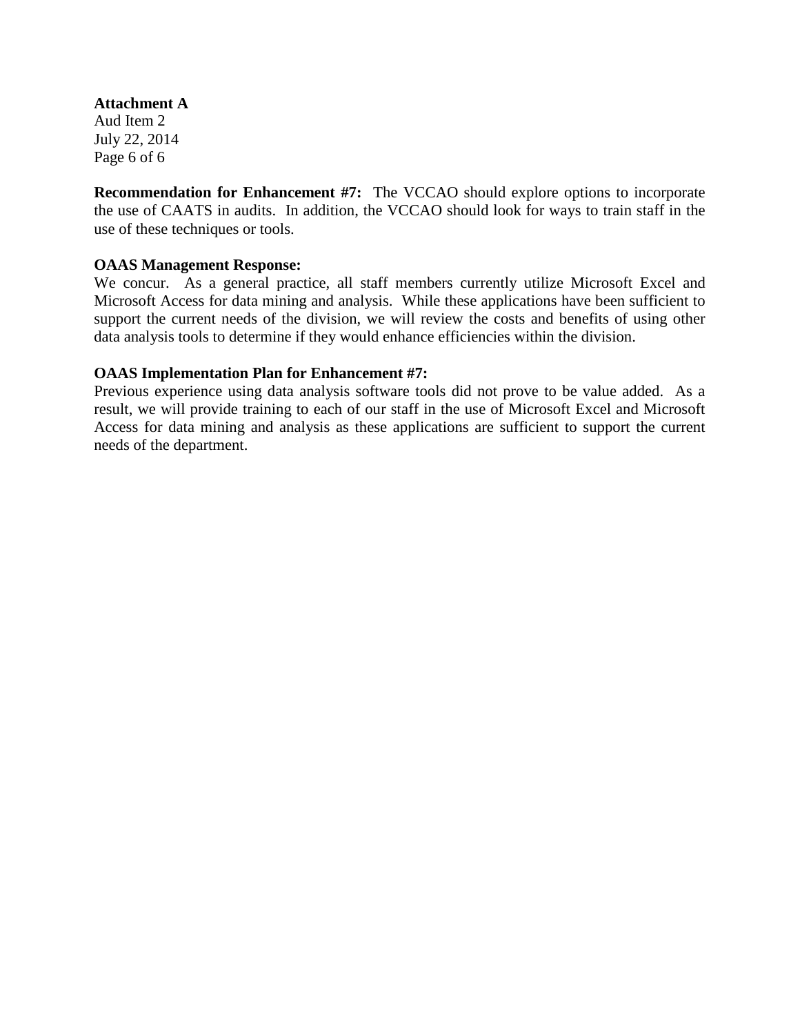**Attachment A**
Aud Item 2
July 22, 2014

**Recommendation for Enhancement #7:** The VCCAO should explore options to incorporate the use of CAATS in audits. In addition, the VCCAO should look for ways to train staff in the use of these techniques or tools.

**OAAS Management Response:**
We concur. As a general practice, all staff members currently utilize Microsoft Excel and Microsoft Access for data mining and analysis. While these applications have been sufficient to support the current needs of the division, we will review the costs and benefits of using other data analysis tools to determine if they would enhance efficiencies within the division.

**OAAS Implementation Plan for Enhancement #7:**
Previous experience using data analysis software tools did not prove to be value added. As a result, we will provide training to each of our staff in the use of Microsoft Excel and Microsoft Access for data mining and analysis as these applications are sufficient to support the current needs of the department.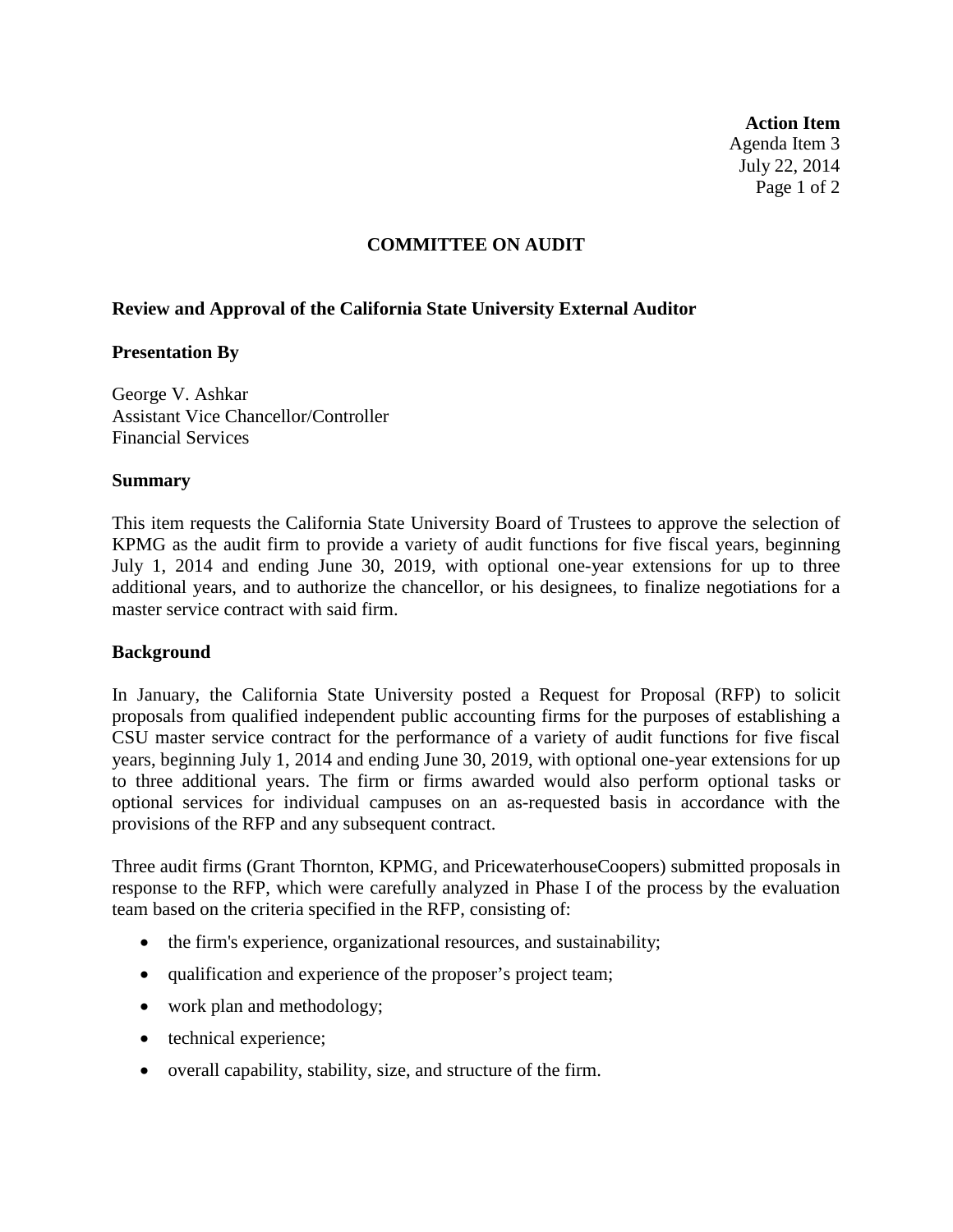**Action Item**
Agenda Item 3
July 22, 2014

## COMMITTEE ON AUDIT

### Review and Approval of the California State University External Auditor

**Presentation By**

George V. Ashkar
Assistant Vice Chancellor/Controller
Financial Services

**Summary**

This item requests the California State University Board of Trustees to approve the selection of KPMG as the audit firm to provide a variety of audit functions for five fiscal years, beginning July 1, 2014 and ending June 30, 2019, with optional one-year extensions for up to three additional years, and to authorize the chancellor, or his designees, to finalize negotiations for a master service contract with said firm.

**Background**

In January, the California State University posted a Request for Proposal (RFP) to solicit proposals from qualified independent public accounting firms for the purposes of establishing a CSU master service contract for the performance of a variety of audit functions for five fiscal years, beginning July 1, 2014 and ending June 30, 2019, with optional one-year extensions for up to three additional years. The firm or firms awarded would also perform optional tasks or optional services for individual campuses on an as-requested basis in accordance with the provisions of the RFP and any subsequent contract.

Three audit firms (Grant Thornton, KPMG, and PricewaterhouseCoopers) submitted proposals in response to the RFP, which were carefully analyzed in Phase I of the process by the evaluation team based on the criteria specified in the RFP, consisting of:

- the firm's experience, organizational resources, and sustainability;
- qualification and experience of the proposer's project team;
- work plan and methodology;
- technical experience;
- overall capability, stability, size, and structure of the firm.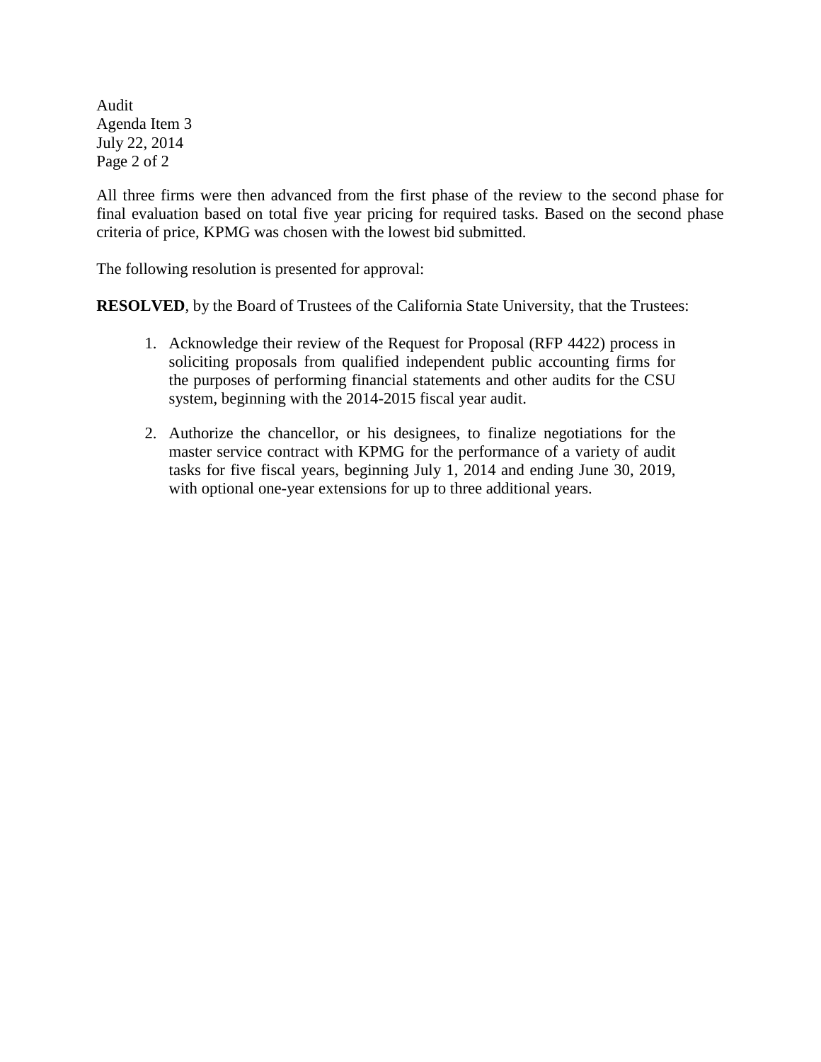All three firms were then advanced from the first phase of the review to the second phase for final evaluation based on total five year pricing for required tasks. Based on the second phase criteria of price, KPMG was chosen with the lowest bid submitted.

The following resolution is presented for approval:

**RESOLVED**, by the Board of Trustees of the California State University, that the Trustees:

1. Acknowledge their review of the Request for Proposal (RFP 4422) process in soliciting proposals from qualified independent public accounting firms for the purposes of performing financial statements and other audits for the CSU system, beginning with the 2014-2015 fiscal year audit.

2. Authorize the chancellor, or his designees, to finalize negotiations for the master service contract with KPMG for the performance of a variety of audit tasks for five fiscal years, beginning July 1, 2014 and ending June 30, 2019, with optional one-year extensions for up to three additional years.